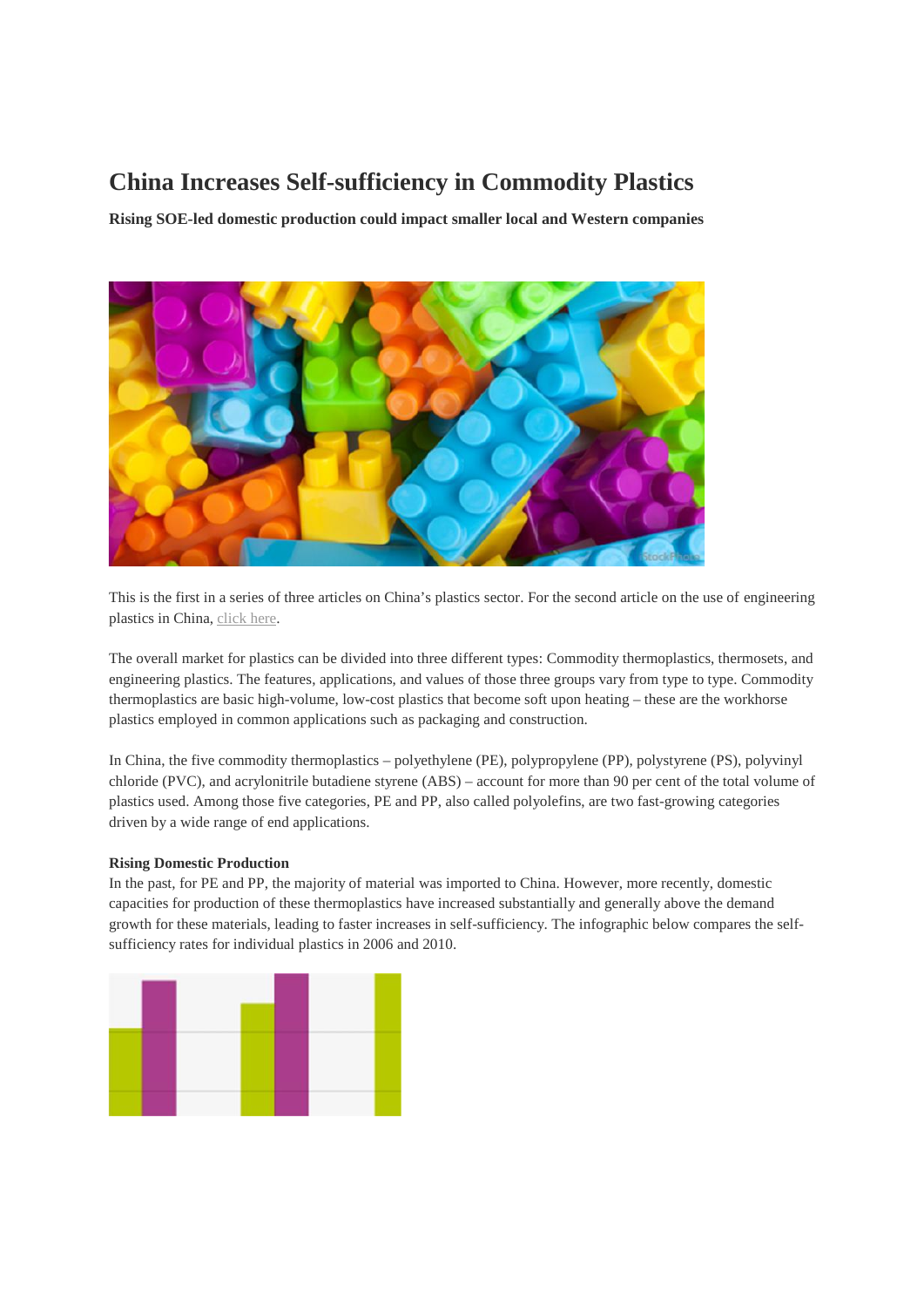# China Increases Self-sufficiency in Commodity Plastics

**Rising SOE-led domestic production could impact smaller local and Western companies**

This is the first in a series of three articles on China's plastics sector. For the second article on the use of engineering plastics in China, click here.

The overall market for plastics can be divided into three different types: Commodity thermoplastics, thermosets, and engineering plastics. The features, applications, and values of those three groups vary from type to type. Commodity thermoplastics are basic high-volume, low-cost plastics that become soft upon heating – these are the workhorse plastics employed in common applications such as packaging and construction.

In China, the five commodity thermoplastics – polyethylene (PE), polypropylene (PP), polystyrene (PS), polyvinyl chloride (PVC), and acrylonitrile butadiene styrene (ABS) – account for more than 90 per cent of the total volume of plastics used. Among those five categories, PE and PP, also called polyolefins, are two fast-growing categories driven by a wide range of end applications.

**Rising Domestic Production**

In the past, for PE and PP, the majority of material was imported to China. However, more recently, domestic capacities for production of these thermoplastics have increased substantially and generally above the demand growth for these materials, leading to faster increases in self-sufficiency. The infographic below compares the self-sufficiency rates for individual plastics in 2006 and 2010.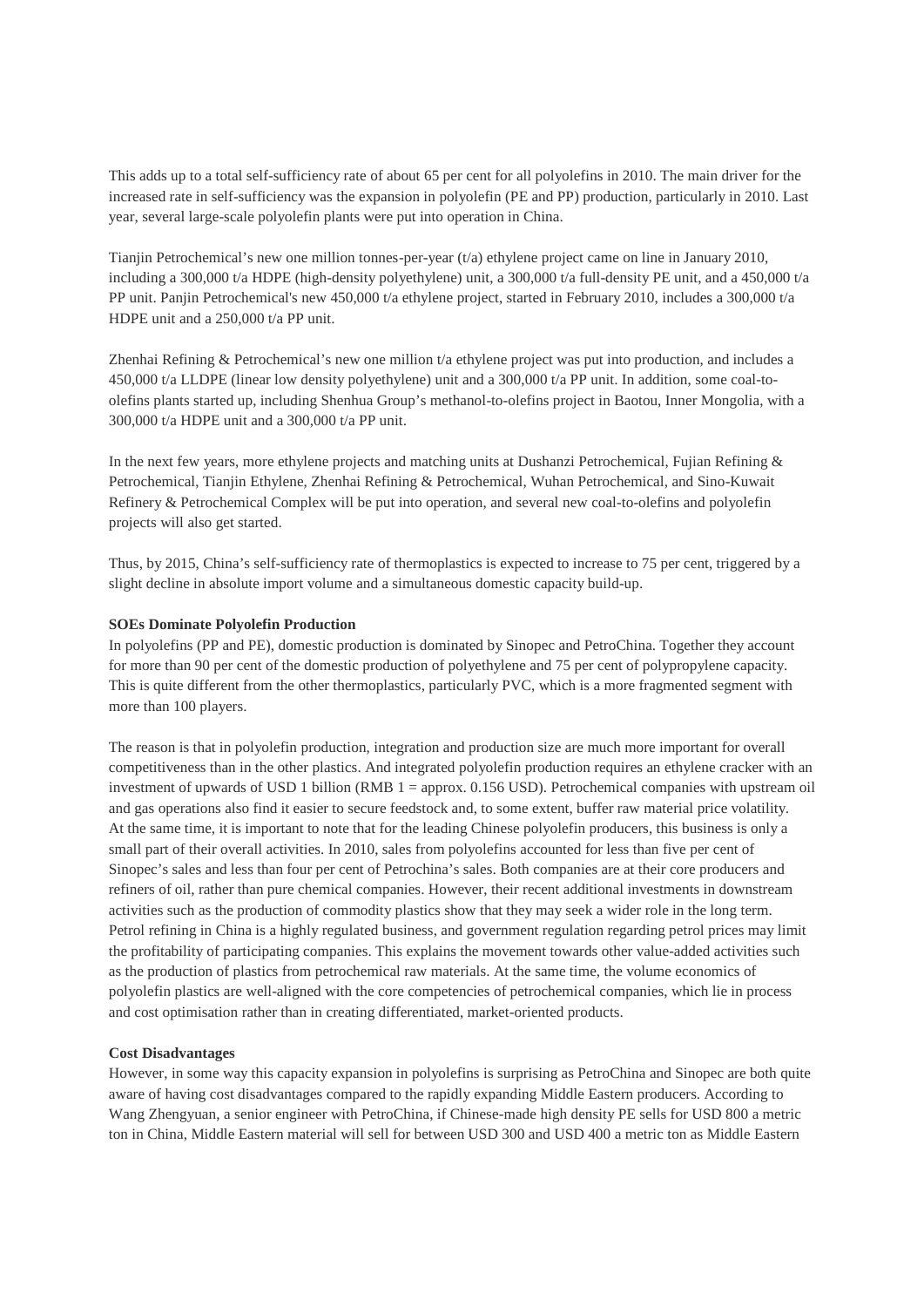This adds up to a total self-sufficiency rate of about 65 per cent for all polyolefins in 2010. The main driver for the increased rate in self-sufficiency was the expansion in polyolefin (PE and PP) production, particularly in 2010. Last year, several large-scale polyolefin plants were put into operation in China.

Tianjin Petrochemical's new one million tonnes-per-year (t/a) ethylene project came on line in January 2010, including a 300,000 t/a HDPE (high-density polyethylene) unit, a 300,000 t/a full-density PE unit, and a 450,000 t/a PP unit. Panjin Petrochemical's new 450,000 t/a ethylene project, started in February 2010, includes a 300,000 t/a HDPE unit and a 250,000 t/a PP unit.

Zhenhai Refining & Petrochemical's new one million t/a ethylene project was put into production, and includes a 450,000 t/a LLDPE (linear low density polyethylene) unit and a 300,000 t/a PP unit. In addition, some coal-to-olefins plants started up, including Shenhua Group's methanol-to-olefins project in Baotou, Inner Mongolia, with a 300,000 t/a HDPE unit and a 300,000 t/a PP unit.

In the next few years, more ethylene projects and matching units at Dushanzi Petrochemical, Fujian Refining & Petrochemical, Tianjin Ethylene, Zhenhai Refining & Petrochemical, Wuhan Petrochemical, and Sino-Kuwait Refinery & Petrochemical Complex will be put into operation, and several new coal-to-olefins and polyolefin projects will also get started.

Thus, by 2015, China's self-sufficiency rate of thermoplastics is expected to increase to 75 per cent, triggered by a slight decline in absolute import volume and a simultaneous domestic capacity build-up.

**SOEs Dominate Polyolefin Production**

In polyolefins (PP and PE), domestic production is dominated by Sinopec and PetroChina. Together they account for more than 90 per cent of the domestic production of polyethylene and 75 per cent of polypropylene capacity. This is quite different from the other thermoplastics, particularly PVC, which is a more fragmented segment with more than 100 players.

The reason is that in polyolefin production, integration and production size are much more important for overall competitiveness than in the other plastics. And integrated polyolefin production requires an ethylene cracker with an investment of upwards of USD 1 billion (RMB 1 = approx. 0.156 USD). Petrochemical companies with upstream oil and gas operations also find it easier to secure feedstock and, to some extent, buffer raw material price volatility. At the same time, it is important to note that for the leading Chinese polyolefin producers, this business is only a small part of their overall activities. In 2010, sales from polyolefins accounted for less than five per cent of Sinopec's sales and less than four per cent of Petrochina's sales. Both companies are at their core producers and refiners of oil, rather than pure chemical companies. However, their recent additional investments in downstream activities such as the production of commodity plastics show that they may seek a wider role in the long term. Petrol refining in China is a highly regulated business, and government regulation regarding petrol prices may limit the profitability of participating companies. This explains the movement towards other value-added activities such as the production of plastics from petrochemical raw materials. At the same time, the volume economics of polyolefin plastics are well-aligned with the core competencies of petrochemical companies, which lie in process and cost optimisation rather than in creating differentiated, market-oriented products.

**Cost Disadvantages**

However, in some way this capacity expansion in polyolefins is surprising as PetroChina and Sinopec are both quite aware of having cost disadvantages compared to the rapidly expanding Middle Eastern producers. According to Wang Zhengyuan, a senior engineer with PetroChina, if Chinese-made high density PE sells for USD 800 a metric ton in China, Middle Eastern material will sell for between USD 300 and USD 400 a metric ton as Middle Eastern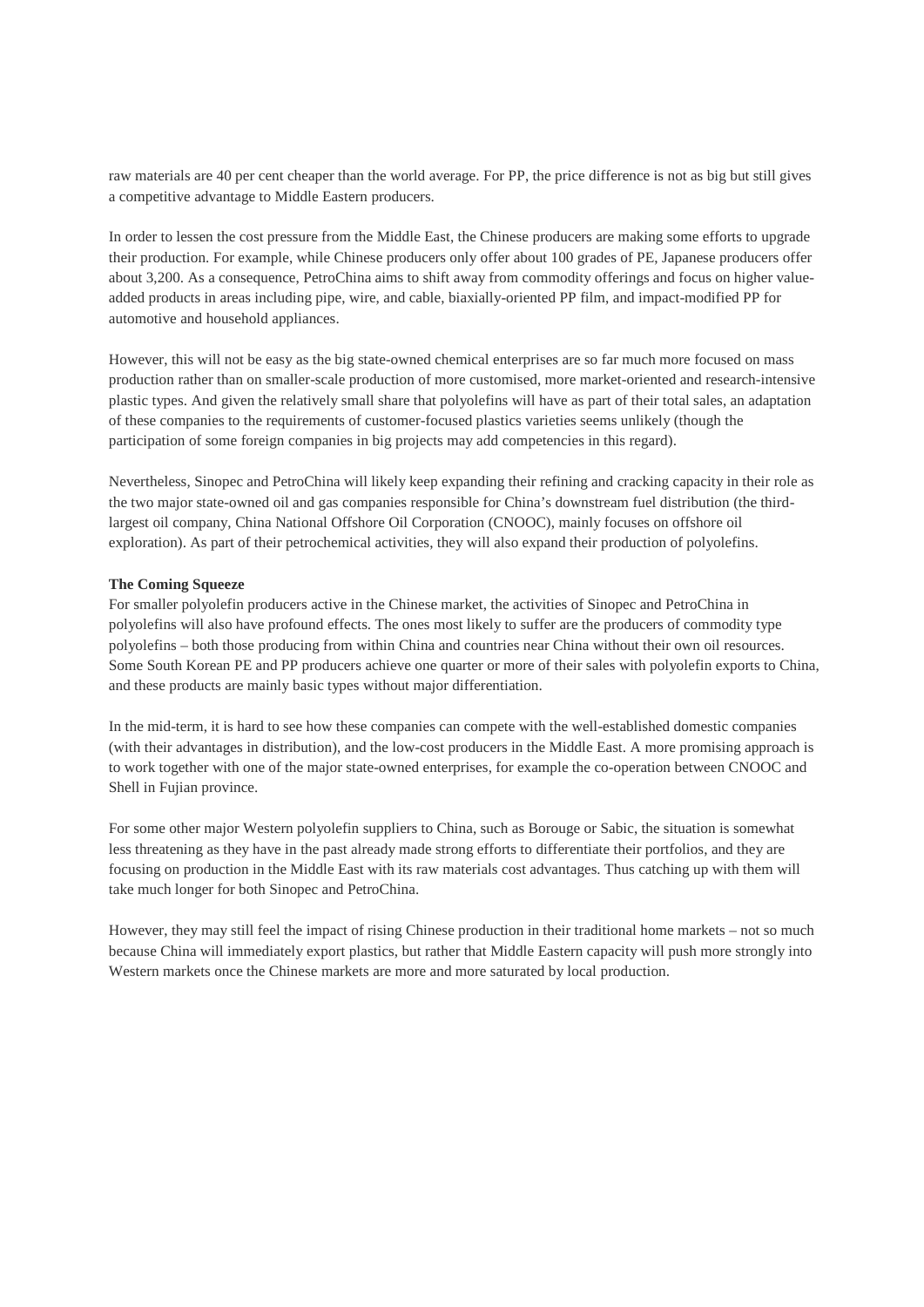raw materials are 40 per cent cheaper than the world average. For PP, the price difference is not as big but still gives a competitive advantage to Middle Eastern producers.

In order to lessen the cost pressure from the Middle East, the Chinese producers are making some efforts to upgrade their production. For example, while Chinese producers only offer about 100 grades of PE, Japanese producers offer about 3,200. As a consequence, PetroChina aims to shift away from commodity offerings and focus on higher value-added products in areas including pipe, wire, and cable, biaxially-oriented PP film, and impact-modified PP for automotive and household appliances.

However, this will not be easy as the big state-owned chemical enterprises are so far much more focused on mass production rather than on smaller-scale production of more customised, more market-oriented and research-intensive plastic types. And given the relatively small share that polyolefins will have as part of their total sales, an adaptation of these companies to the requirements of customer-focused plastics varieties seems unlikely (though the participation of some foreign companies in big projects may add competencies in this regard).

Nevertheless, Sinopec and PetroChina will likely keep expanding their refining and cracking capacity in their role as the two major state-owned oil and gas companies responsible for China's downstream fuel distribution (the third-largest oil company, China National Offshore Oil Corporation (CNOOC), mainly focuses on offshore oil exploration). As part of their petrochemical activities, they will also expand their production of polyolefins.

**The Coming Squeeze**

For smaller polyolefin producers active in the Chinese market, the activities of Sinopec and PetroChina in polyolefins will also have profound effects. The ones most likely to suffer are the producers of commodity type polyolefins – both those producing from within China and countries near China without their own oil resources. Some South Korean PE and PP producers achieve one quarter or more of their sales with polyolefin exports to China, and these products are mainly basic types without major differentiation.

In the mid-term, it is hard to see how these companies can compete with the well-established domestic companies (with their advantages in distribution), and the low-cost producers in the Middle East. A more promising approach is to work together with one of the major state-owned enterprises, for example the co-operation between CNOOC and Shell in Fujian province.

For some other major Western polyolefin suppliers to China, such as Borouge or Sabic, the situation is somewhat less threatening as they have in the past already made strong efforts to differentiate their portfolios, and they are focusing on production in the Middle East with its raw materials cost advantages. Thus catching up with them will take much longer for both Sinopec and PetroChina.

However, they may still feel the impact of rising Chinese production in their traditional home markets – not so much because China will immediately export plastics, but rather that Middle Eastern capacity will push more strongly into Western markets once the Chinese markets are more and more saturated by local production.